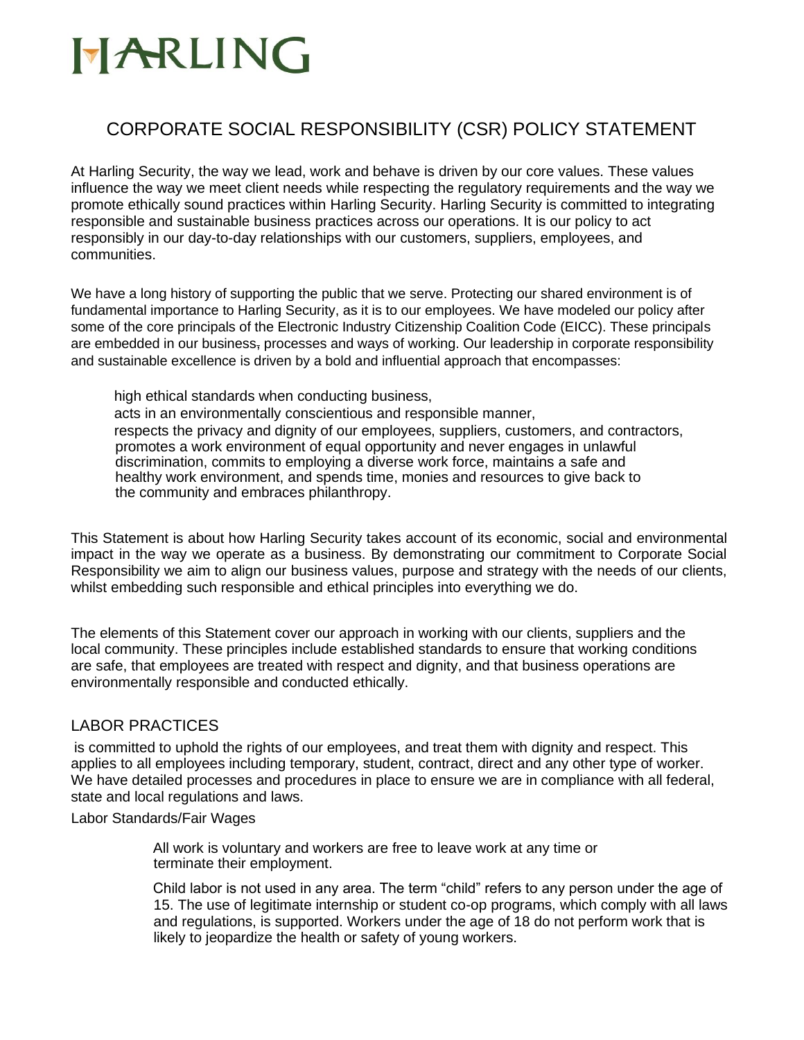# HARLING

## CORPORATE SOCIAL RESPONSIBILITY (CSR) POLICY STATEMENT

At Harling Security, the way we lead, work and behave is driven by our core values. These values influence the way we meet client needs while respecting the regulatory requirements and the way we promote ethically sound practices within Harling Security. Harling Security is committed to integrating responsible and sustainable business practices across our operations. It is our policy to act responsibly in our day-to-day relationships with our customers, suppliers, employees, and communities.

We have a long history of supporting the public that we serve. Protecting our shared environment is of fundamental importance to Harling Security, as it is to our employees. We have modeled our policy after some of the core principals of the Electronic Industry Citizenship Coalition Code (EICC). These principals are embedded in our business, processes and ways of working. Our leadership in corporate responsibility and sustainable excellence is driven by a bold and influential approach that encompasses:

- high ethical standards when conducting business,
- acts in an environmentally conscientious and responsible manner,
- respects the privacy and dignity of our employees, suppliers, customers, and contractors, promotes a work environment of equal opportunity and never engages in unlawful discrimination, commits to employing a diverse work force, maintains a safe and healthy work environment, and spends time, monies and resources to give back to the community and embraces philanthropy.

This Statement is about how Harling Security takes account of its economic, social and environmental impact in the way we operate as a business. By demonstrating our commitment to Corporate Social Responsibility we aim to align our business values, purpose and strategy with the needs of our clients, whilst embedding such responsible and ethical principles into everything we do.

The elements of this Statement cover our approach in working with our clients, suppliers and the local community. These principles include established standards to ensure that working conditions are safe, that employees are treated with respect and dignity, and that business operations are environmentally responsible and conducted ethically.

### LABOR PRACTICES

is committed to uphold the rights of our employees, and treat them with dignity and respect. This applies to all employees including temporary, student, contract, direct and any other type of worker. We have detailed processes and procedures in place to ensure we are in compliance with all federal, state and local regulations and laws.

Labor Standards/Fair Wages

- All work is voluntary and workers are free to leave work at any time or terminate their employment.
- Child labor is not used in any area. The term "child" refers to any person under the age of 15. The use of legitimate internship or student co-op programs, which comply with all laws and regulations, is supported. Workers under the age of 18 do not perform work that is likely to jeopardize the health or safety of young workers.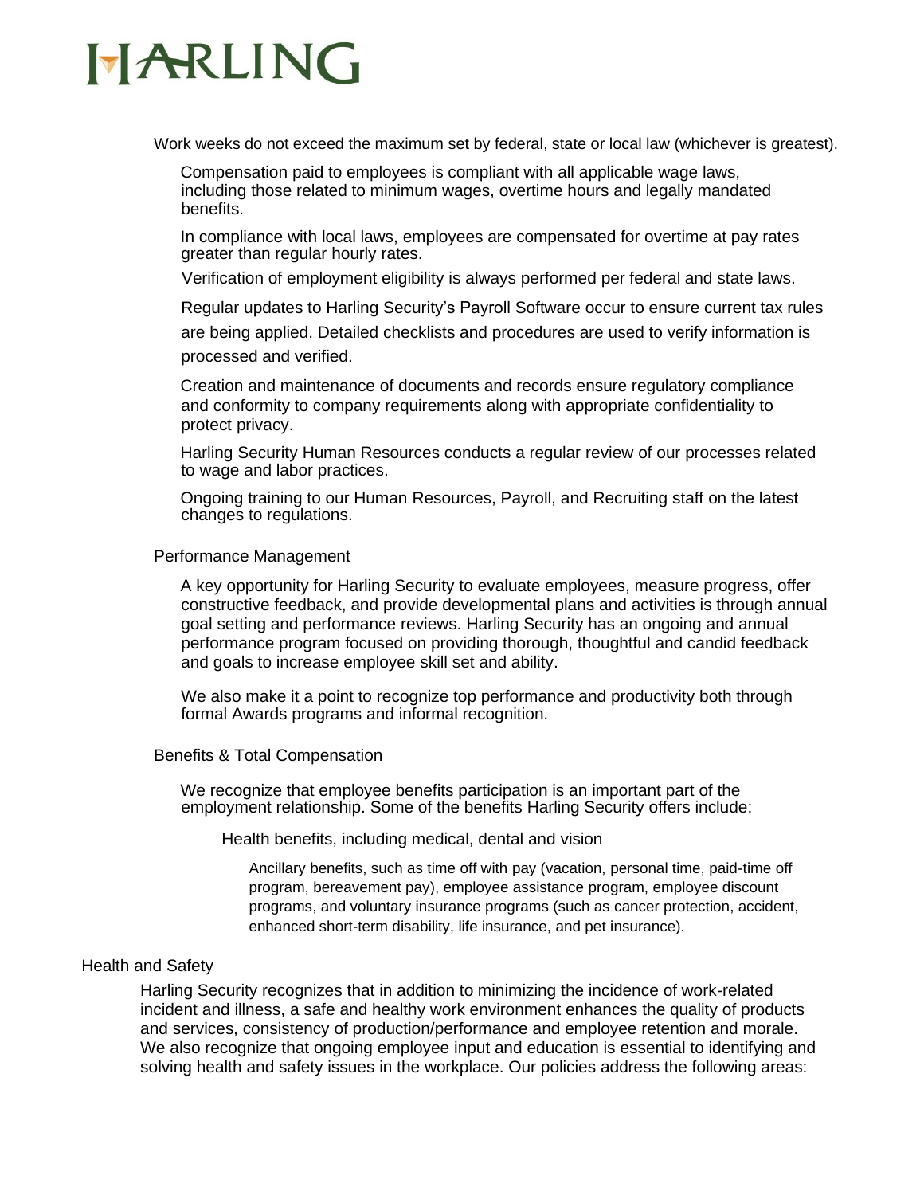Work weeks do not exceed the maximum set by federal, state or local law (whichever is greatest).

Compensation paid to employees is compliant with all applicable wage laws, including those related to minimum wages, overtime hours and legally mandated benefits.

In compliance with local laws, employees are compensated for overtime at pay rates greater than regular hourly rates.

Verification of employment eligibility is always performed per federal and state laws.

Regular updates to Harling Security's Payroll Software occur to ensure current tax rules are being applied. Detailed checklists and procedures are used to verify information is processed and verified.

Creation and maintenance of documents and records ensure regulatory compliance and conformity to company requirements along with appropriate confidentiality to protect privacy.

Harling Security Human Resources conducts a regular review of our processes related to wage and labor practices.

Ongoing training to our Human Resources, Payroll, and Recruiting staff on the latest changes to regulations.

### Performance Management

A key opportunity for Harling Security to evaluate employees, measure progress, offer constructive feedback, and provide developmental plans and activities is through annual goal setting and performance reviews. Harling Security has an ongoing and annual performance program focused on providing thorough, thoughtful and candid feedback and goals to increase employee skill set and ability.

We also make it a point to recognize top performance and productivity both through formal Awards programs and informal recognition.

### Benefits & Total Compensation

We recognize that employee benefits participation is an important part of the employment relationship. Some of the benefits Harling Security offers include:

- Health benefits, including medical, dental and vision
  - Ancillary benefits, such as time off with pay (vacation, personal time, paid-time off program, bereavement pay), employee assistance program, employee discount programs, and voluntary insurance programs (such as cancer protection, accident, enhanced short-term disability, life insurance, and pet insurance).

## Health and Safety

Harling Security recognizes that in addition to minimizing the incidence of work-related incident and illness, a safe and healthy work environment enhances the quality of products and services, consistency of production/performance and employee retention and morale. We also recognize that ongoing employee input and education is essential to identifying and solving health and safety issues in the workplace. Our policies address the following areas: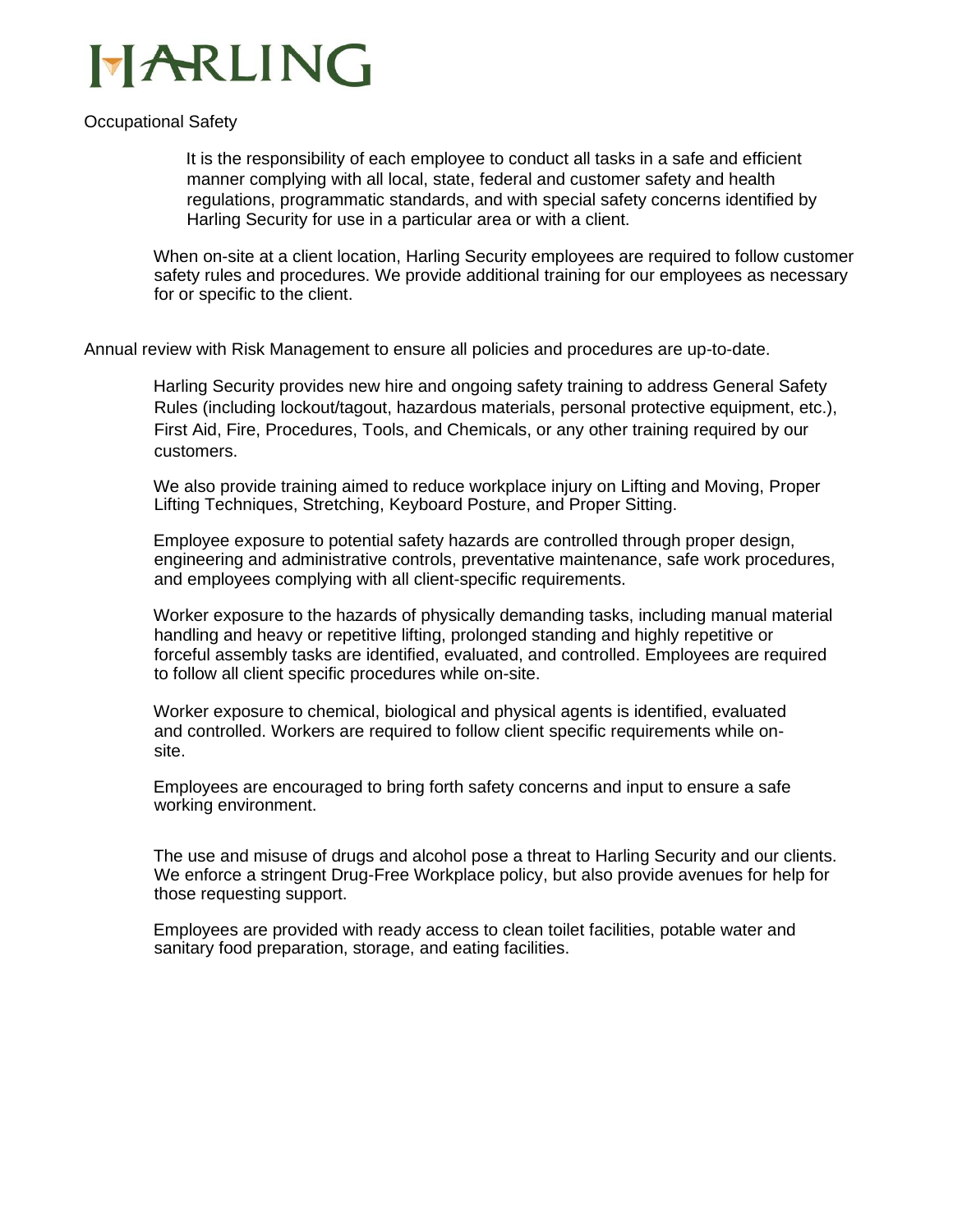HARLING

Occupational Safety

It is the responsibility of each employee to conduct all tasks in a safe and efficient manner complying with all local, state, federal and customer safety and health regulations, programmatic standards, and with special safety concerns identified by Harling Security for use in a particular area or with a client.

When on-site at a client location, Harling Security employees are required to follow customer safety rules and procedures. We provide additional training for our employees as necessary for or specific to the client.

Annual review with Risk Management to ensure all policies and procedures are up-to-date.

Harling Security provides new hire and ongoing safety training to address General Safety Rules (including lockout/tagout, hazardous materials, personal protective equipment, etc.), First Aid, Fire, Procedures, Tools, and Chemicals, or any other training required by our customers.

We also provide training aimed to reduce workplace injury on Lifting and Moving, Proper Lifting Techniques, Stretching, Keyboard Posture, and Proper Sitting.

Employee exposure to potential safety hazards are controlled through proper design, engineering and administrative controls, preventative maintenance, safe work procedures, and employees complying with all client-specific requirements.

Worker exposure to the hazards of physically demanding tasks, including manual material handling and heavy or repetitive lifting, prolonged standing and highly repetitive or forceful assembly tasks are identified, evaluated, and controlled. Employees are required to follow all client specific procedures while on-site.

Worker exposure to chemical, biological and physical agents is identified, evaluated and controlled. Workers are required to follow client specific requirements while on-site.

Employees are encouraged to bring forth safety concerns and input to ensure a safe working environment.

The use and misuse of drugs and alcohol pose a threat to Harling Security and our clients. We enforce a stringent Drug-Free Workplace policy, but also provide avenues for help for those requesting support.

Employees are provided with ready access to clean toilet facilities, potable water and sanitary food preparation, storage, and eating facilities.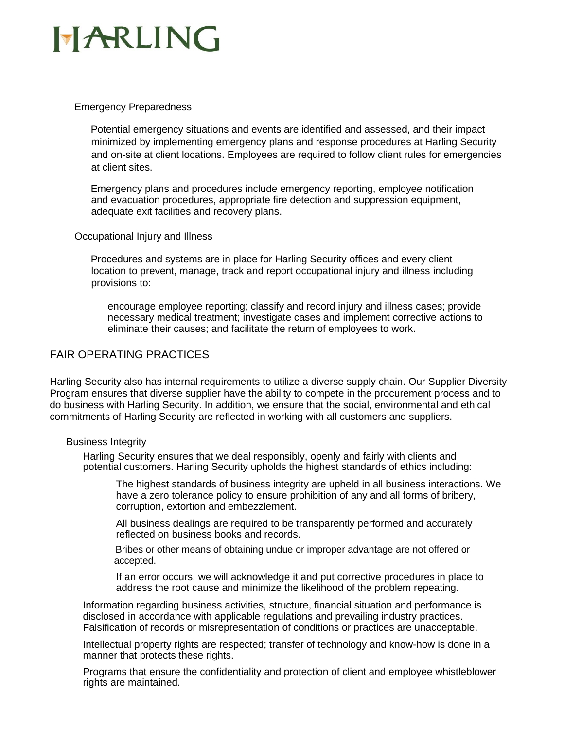### Emergency Preparedness

Potential emergency situations and events are identified and assessed, and their impact minimized by implementing emergency plans and response procedures at Harling Security and on-site at client locations. Employees are required to follow client rules for emergencies at client sites.

Emergency plans and procedures include emergency reporting, employee notification and evacuation procedures, appropriate fire detection and suppression equipment, adequate exit facilities and recovery plans.

### Occupational Injury and Illness

Procedures and systems are in place for Harling Security offices and every client location to prevent, manage, track and report occupational injury and illness including provisions to:

encourage employee reporting; classify and record injury and illness cases; provide necessary medical treatment; investigate cases and implement corrective actions to eliminate their causes; and facilitate the return of employees to work.

## FAIR OPERATING PRACTICES

Harling Security also has internal requirements to utilize a diverse supply chain. Our Supplier Diversity Program ensures that diverse supplier have the ability to compete in the procurement process and to do business with Harling Security. In addition, we ensure that the social, environmental and ethical commitments of Harling Security are reflected in working with all customers and suppliers.

### Business Integrity

Harling Security ensures that we deal responsibly, openly and fairly with clients and potential customers. Harling Security upholds the highest standards of ethics including:

The highest standards of business integrity are upheld in all business interactions. We have a zero tolerance policy to ensure prohibition of any and all forms of bribery, corruption, extortion and embezzlement.

All business dealings are required to be transparently performed and accurately reflected on business books and records.

Bribes or other means of obtaining undue or improper advantage are not offered or accepted.

If an error occurs, we will acknowledge it and put corrective procedures in place to address the root cause and minimize the likelihood of the problem repeating.

Information regarding business activities, structure, financial situation and performance is disclosed in accordance with applicable regulations and prevailing industry practices. Falsification of records or misrepresentation of conditions or practices are unacceptable.

Intellectual property rights are respected; transfer of technology and know-how is done in a manner that protects these rights.

Programs that ensure the confidentiality and protection of client and employee whistleblower rights are maintained.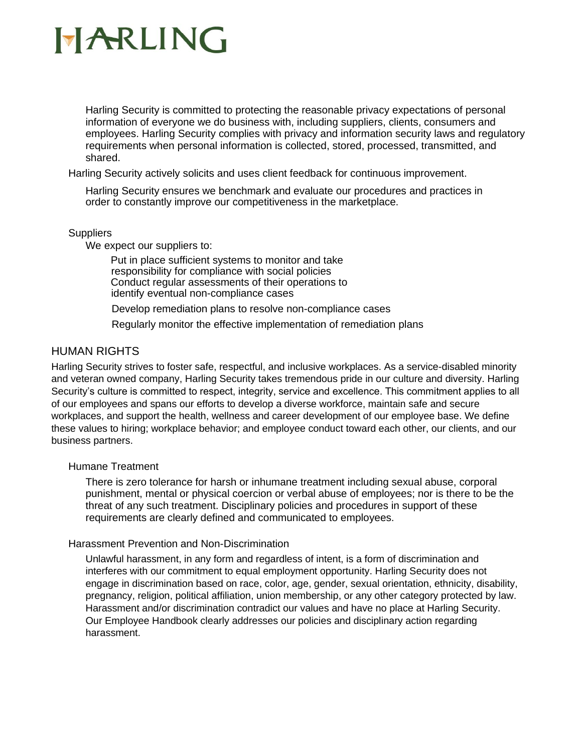Harling Security is committed to protecting the reasonable privacy expectations of personal information of everyone we do business with, including suppliers, clients, consumers and employees. Harling Security complies with privacy and information security laws and regulatory requirements when personal information is collected, stored, processed, transmitted, and shared.

Harling Security actively solicits and uses client feedback for continuous improvement.

Harling Security ensures we benchmark and evaluate our procedures and practices in order to constantly improve our competitiveness in the marketplace.

### Suppliers

We expect our suppliers to:

- Put in place sufficient systems to monitor and take responsibility for compliance with social policies
- Conduct regular assessments of their operations to identify eventual non-compliance cases
- Develop remediation plans to resolve non-compliance cases
- Regularly monitor the effective implementation of remediation plans

## HUMAN RIGHTS

Harling Security strives to foster safe, respectful, and inclusive workplaces. As a service-disabled minority and veteran owned company, Harling Security takes tremendous pride in our culture and diversity. Harling Security's culture is committed to respect, integrity, service and excellence. This commitment applies to all of our employees and spans our efforts to develop a diverse workforce, maintain safe and secure workplaces, and support the health, wellness and career development of our employee base. We define these values to hiring; workplace behavior; and employee conduct toward each other, our clients, and our business partners.

### Humane Treatment

There is zero tolerance for harsh or inhumane treatment including sexual abuse, corporal punishment, mental or physical coercion or verbal abuse of employees; nor is there to be the threat of any such treatment. Disciplinary policies and procedures in support of these requirements are clearly defined and communicated to employees.

### Harassment Prevention and Non-Discrimination

Unlawful harassment, in any form and regardless of intent, is a form of discrimination and interferes with our commitment to equal employment opportunity. Harling Security does not engage in discrimination based on race, color, age, gender, sexual orientation, ethnicity, disability, pregnancy, religion, political affiliation, union membership, or any other category protected by law. Harassment and/or discrimination contradict our values and have no place at Harling Security. Our Employee Handbook clearly addresses our policies and disciplinary action regarding harassment.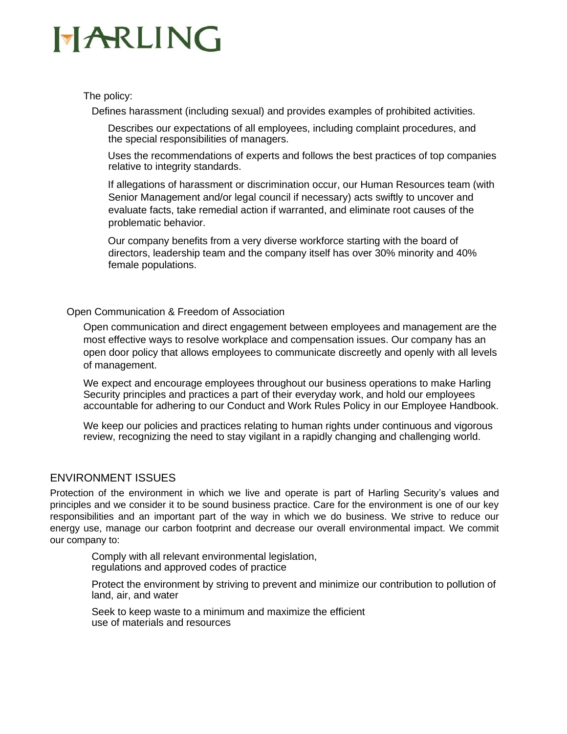The policy:

- Defines harassment (including sexual) and provides examples of prohibited activities.
- Describes our expectations of all employees, including complaint procedures, and the special responsibilities of managers.
- Uses the recommendations of experts and follows the best practices of top companies relative to integrity standards.
- If allegations of harassment or discrimination occur, our Human Resources team (with Senior Management and/or legal council if necessary) acts swiftly to uncover and evaluate facts, take remedial action if warranted, and eliminate root causes of the problematic behavior.
- Our company benefits from a very diverse workforce starting with the board of directors, leadership team and the company itself has over 30% minority and 40% female populations.

### Open Communication & Freedom of Association

Open communication and direct engagement between employees and management are the most effective ways to resolve workplace and compensation issues. Our company has an open door policy that allows employees to communicate discreetly and openly with all levels of management.

We expect and encourage employees throughout our business operations to make Harling Security principles and practices a part of their everyday work, and hold our employees accountable for adhering to our Conduct and Work Rules Policy in our Employee Handbook.

We keep our policies and practices relating to human rights under continuous and vigorous review, recognizing the need to stay vigilant in a rapidly changing and challenging world.

## ENVIRONMENT ISSUES

Protection of the environment in which we live and operate is part of Harling Security's values and principles and we consider it to be sound business practice. Care for the environment is one of our key responsibilities and an important part of the way in which we do business. We strive to reduce our energy use, manage our carbon footprint and decrease our overall environmental impact. We commit our company to:

- Comply with all relevant environmental legislation, regulations and approved codes of practice
- Protect the environment by striving to prevent and minimize our contribution to pollution of land, air, and water
- Seek to keep waste to a minimum and maximize the efficient use of materials and resources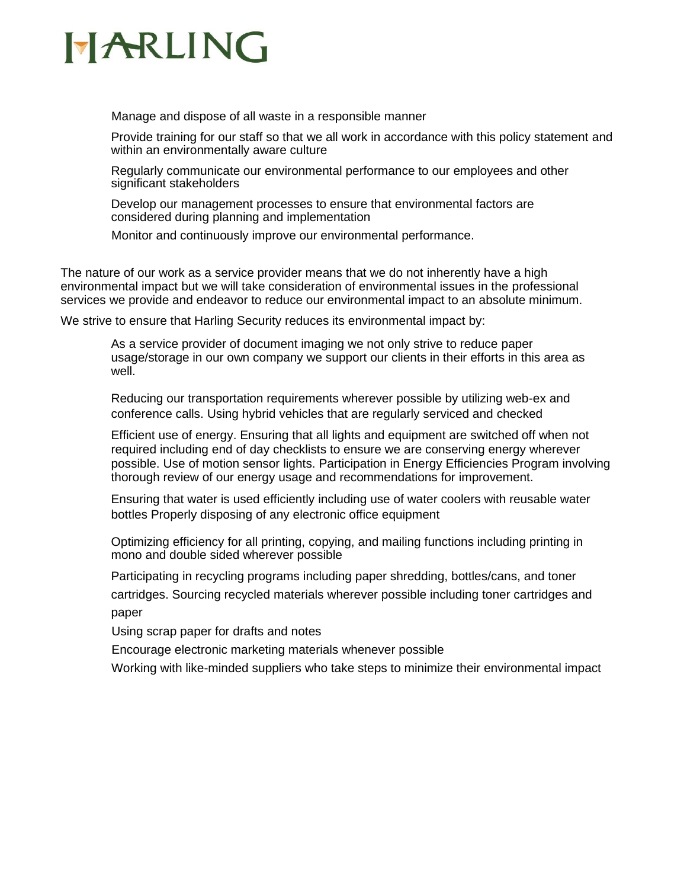- Manage and dispose of all waste in a responsible manner
- Provide training for our staff so that we all work in accordance with this policy statement and within an environmentally aware culture
- Regularly communicate our environmental performance to our employees and other significant stakeholders
- Develop our management processes to ensure that environmental factors are considered during planning and implementation
- Monitor and continuously improve our environmental performance.

The nature of our work as a service provider means that we do not inherently have a high environmental impact but we will take consideration of environmental issues in the professional services we provide and endeavor to reduce our environmental impact to an absolute minimum.

We strive to ensure that Harling Security reduces its environmental impact by:

- As a service provider of document imaging we not only strive to reduce paper usage/storage in our own company we support our clients in their efforts in this area as well.
- Reducing our transportation requirements wherever possible by utilizing web-ex and conference calls. Using hybrid vehicles that are regularly serviced and checked
- Efficient use of energy. Ensuring that all lights and equipment are switched off when not required including end of day checklists to ensure we are conserving energy wherever possible. Use of motion sensor lights. Participation in Energy Efficiencies Program involving thorough review of our energy usage and recommendations for improvement.
- Ensuring that water is used efficiently including use of water coolers with reusable water bottles Properly disposing of any electronic office equipment
- Optimizing efficiency for all printing, copying, and mailing functions including printing in mono and double sided wherever possible
- Participating in recycling programs including paper shredding, bottles/cans, and toner cartridges. Sourcing recycled materials wherever possible including toner cartridges and paper
- Using scrap paper for drafts and notes
- Encourage electronic marketing materials whenever possible
- Working with like-minded suppliers who take steps to minimize their environmental impact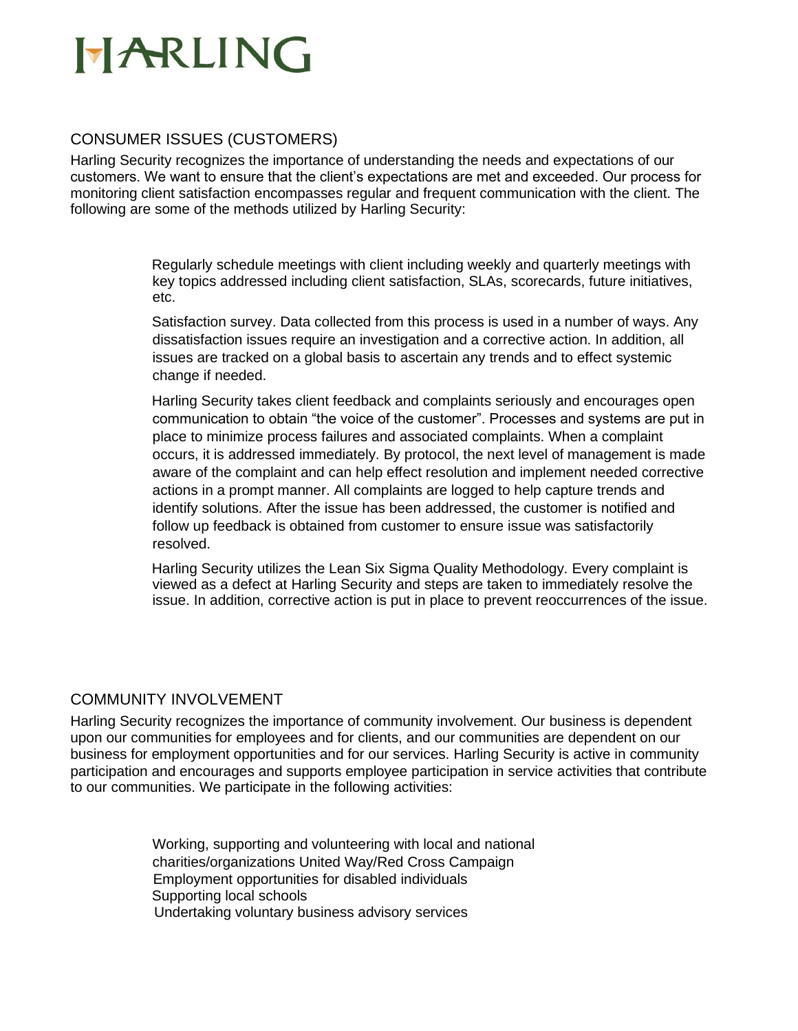## CONSUMER ISSUES (CUSTOMERS)

Harling Security recognizes the importance of understanding the needs and expectations of our customers. We want to ensure that the client's expectations are met and exceeded. Our process for monitoring client satisfaction encompasses regular and frequent communication with the client. The following are some of the methods utilized by Harling Security:

- Regularly schedule meetings with client including weekly and quarterly meetings with key topics addressed including client satisfaction, SLAs, scorecards, future initiatives, etc.
- Satisfaction survey. Data collected from this process is used in a number of ways. Any dissatisfaction issues require an investigation and a corrective action. In addition, all issues are tracked on a global basis to ascertain any trends and to effect systemic change if needed.
- Harling Security takes client feedback and complaints seriously and encourages open communication to obtain "the voice of the customer". Processes and systems are put in place to minimize process failures and associated complaints. When a complaint occurs, it is addressed immediately. By protocol, the next level of management is made aware of the complaint and can help effect resolution and implement needed corrective actions in a prompt manner. All complaints are logged to help capture trends and identify solutions. After the issue has been addressed, the customer is notified and follow up feedback is obtained from customer to ensure issue was satisfactorily resolved.
- Harling Security utilizes the Lean Six Sigma Quality Methodology. Every complaint is viewed as a defect at Harling Security and steps are taken to immediately resolve the issue. In addition, corrective action is put in place to prevent reoccurrences of the issue.

## COMMUNITY INVOLVEMENT

Harling Security recognizes the importance of community involvement. Our business is dependent upon our communities for employees and for clients, and our communities are dependent on our business for employment opportunities and for our services. Harling Security is active in community participation and encourages and supports employee participation in service activities that contribute to our communities. We participate in the following activities:

- Working, supporting and volunteering with local and national charities/organizations United Way/Red Cross Campaign
- Employment opportunities for disabled individuals
- Supporting local schools
- Undertaking voluntary business advisory services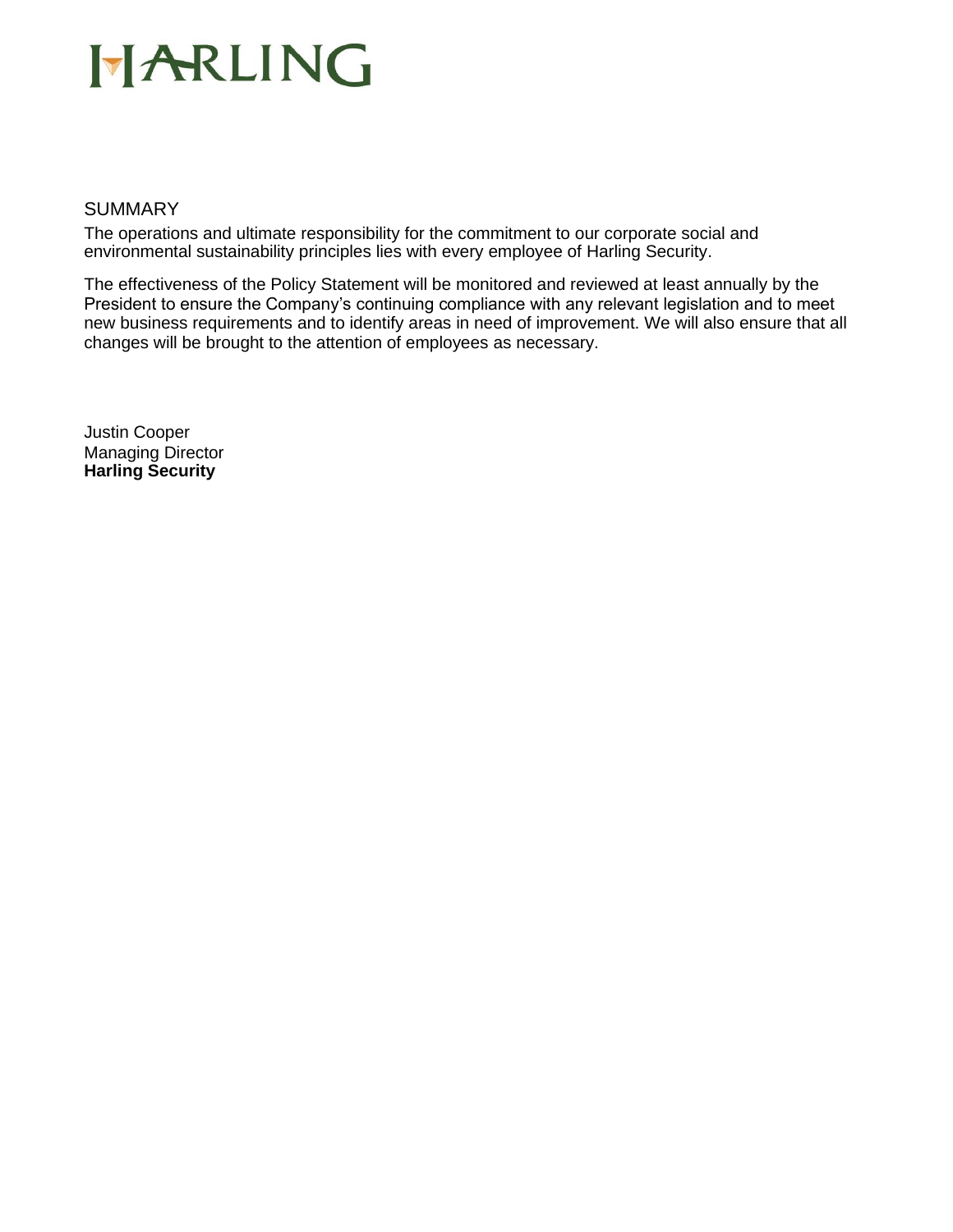# HARLING

## SUMMARY

The operations and ultimate responsibility for the commitment to our corporate social and environmental sustainability principles lies with every employee of Harling Security.

The effectiveness of the Policy Statement will be monitored and reviewed at least annually by the President to ensure the Company's continuing compliance with any relevant legislation and to meet new business requirements and to identify areas in need of improvement. We will also ensure that all changes will be brought to the attention of employees as necessary.

Justin Cooper
Managing Director
**Harling Security**